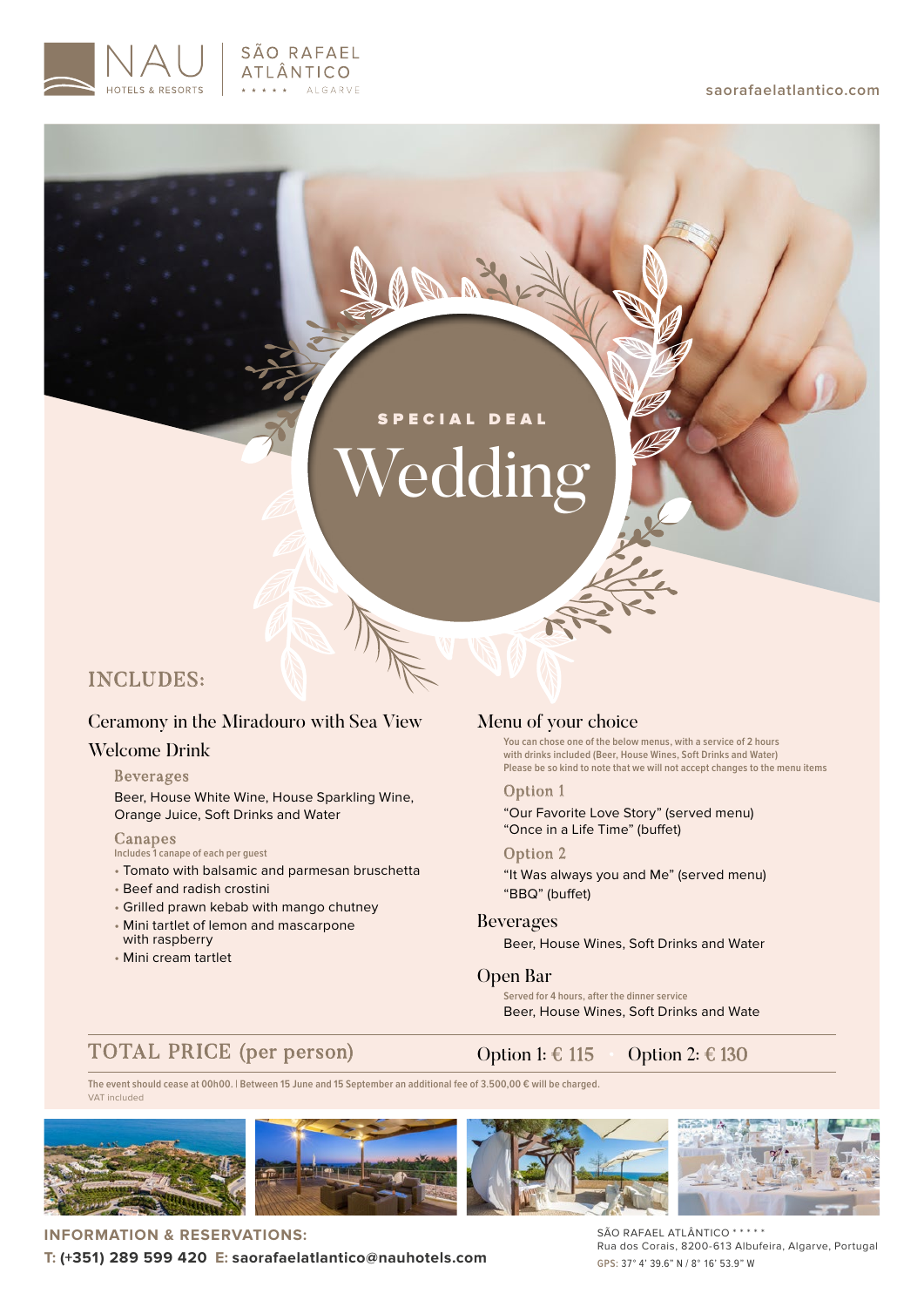NAU HOTELS & RESORTS | SÃO RAFAEL ATLÂNTICO ★★★★★ ALGARVE

saorafaelatlantico.com

SPECIAL DEAL

# Wedding

## INCLUDES:

### Ceramony in the Miradouro with Sea View

### Welcome Drink

#### Beverages

Beer, House White Wine, House Sparkling Wine, Orange Juice, Soft Drinks and Water

#### Canapes

Includes 1 canape of each per guest

- Tomato with balsamic and parmesan bruschetta
- Beef and radish crostini
- Grilled prawn kebab with mango chutney
- Mini tartlet of lemon and mascarpone with raspberry
- Mini cream tartlet

### Menu of your choice

You can chose one of the below menus, with a service of 2 hours with drinks included (Beer, House Wines, Soft Drinks and Water)
Please be so kind to note that we will not accept changes to the menu items

#### Option 1

"Our Favorite Love Story" (served menu)
"Once in a Life Time" (buffet)

#### Option 2

"It Was always you and Me" (served menu)
"BBQ" (buffet)

### Beverages

Beer, House Wines, Soft Drinks and Water

### Open Bar

Served for 4 hours, after the dinner service
Beer, House Wines, Soft Drinks and Wate

## TOTAL PRICE (per person)

Option 1: € 115 • Option 2: € 130

The event should cease at 00h00. | Between 15 June and 15 September an additional fee of 3.500,00 € will be charged.
VAT included

**INFORMATION & RESERVATIONS:**
**T: (+351) 289 599 420 E: saorafaelatlantico@nauhotels.com**

SÃO RAFAEL ATLÂNTICO ★★★★★
Rua dos Corais, 8200-613 Albufeira, Algarve, Portugal
GPS: 37° 4' 39.6" N / 8° 16' 53.9" W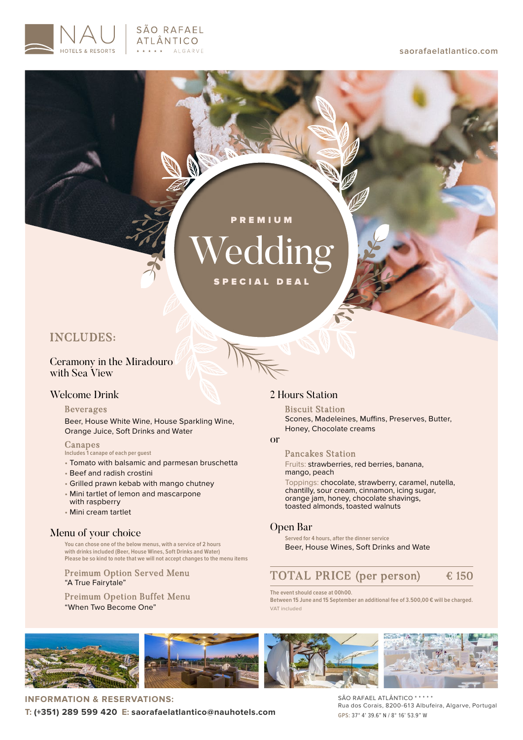NAU HOTELS & RESORTS | SÃO RAFAEL ATLÂNTICO ★★★★★ ALGARVE

saorafaelatlantico.com

PREMIUM

# Wedding

SPECIAL DEAL

## INCLUDES:

### Ceramony in the Miradouro with Sea View

### Welcome Drink

**Beverages**

Beer, House White Wine, House Sparkling Wine, Orange Juice, Soft Drinks and Water

**Canapes**

Includes 1 canape of each per guest

- Tomato with balsamic and parmesan bruschetta
- Beef and radish crostini
- Grilled prawn kebab with mango chutney
- Mini tartlet of lemon and mascarpone with raspberry
- Mini cream tartlet

### Menu of your choice

You can chose one of the below menus, with a service of 2 hours with drinks included (Beer, House Wines, Soft Drinks and Water)
Please be so kind to note that we will not accept changes to the menu items

**Preimum Option Served Menu**
"A True Fairytale"

**Preimum Opetion Buffet Menu**
"When Two Become One"

### 2 Hours Station

**Biscuit Station**

Scones, Madeleines, Muffins, Preserves, Butter, Honey, Chocolate creams

or

**Pancakes Station**

Fruits: strawberries, red berries, banana, mango, peach

Toppings: chocolate, strawberry, caramel, nutella, chantilly, sour cream, cinnamon, icing sugar, orange jam, honey, chocolate shavings, toasted almonds, toasted walnuts

### Open Bar

Served for 4 hours, after the dinner service

Beer, House Wines, Soft Drinks and Wate

## TOTAL PRICE (per person) € 150

The event should cease at 00h00.
Between 15 June and 15 September an additional fee of 3.500,00 € will be charged.
VAT included

**INFORMATION & RESERVATIONS:**
**T: (+351) 289 599 420 E: saorafaelatlantico@nauhotels.com**

SÃO RAFAEL ATLÂNTICO ★★★★★
Rua dos Corais, 8200-613 Albufeira, Algarve, Portugal
GPS: 37° 4' 39.6" N / 8° 16' 53.9" W